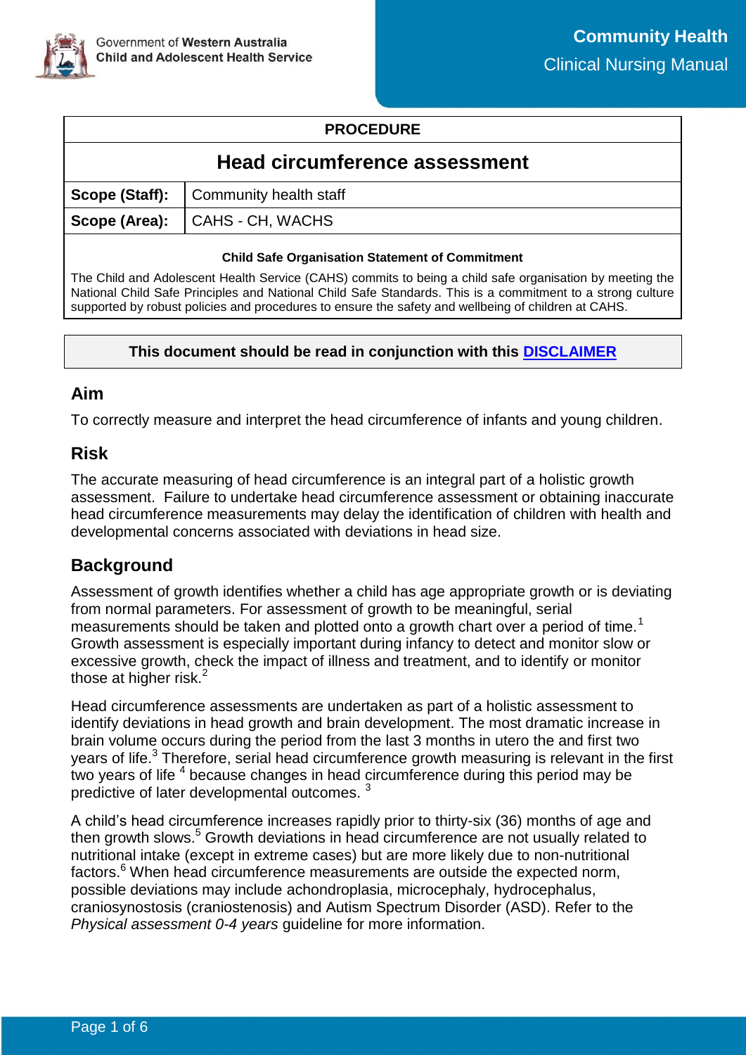Government of Western Australia
Child and Adolescent Health Service

**Community Health**
Clinical Nursing Manual

| PROCEDURE | |
|---|---|
| **Head circumference assessment** | |
| **Scope (Staff):** | Community health staff |
| **Scope (Area):** | CAHS - CH, WACHS |

**Child Safe Organisation Statement of Commitment**

The Child and Adolescent Health Service (CAHS) commits to being a child safe organisation by meeting the National Child Safe Principles and National Child Safe Standards. This is a commitment to a strong culture supported by robust policies and procedures to ensure the safety and wellbeing of children at CAHS.

**This document should be read in conjunction with this DISCLAIMER**

## Aim

To correctly measure and interpret the head circumference of infants and young children.

## Risk

The accurate measuring of head circumference is an integral part of a holistic growth assessment. Failure to undertake head circumference assessment or obtaining inaccurate head circumference measurements may delay the identification of children with health and developmental concerns associated with deviations in head size.

## Background

Assessment of growth identifies whether a child has age appropriate growth or is deviating from normal parameters. For assessment of growth to be meaningful, serial measurements should be taken and plotted onto a growth chart over a period of time.[1] Growth assessment is especially important during infancy to detect and monitor slow or excessive growth, check the impact of illness and treatment, and to identify or monitor those at higher risk.[2]

Head circumference assessments are undertaken as part of a holistic assessment to identify deviations in head growth and brain development. The most dramatic increase in brain volume occurs during the period from the last 3 months in utero the and first two years of life.[3] Therefore, serial head circumference growth measuring is relevant in the first two years of life [4] because changes in head circumference during this period may be predictive of later developmental outcomes. [3]

A child's head circumference increases rapidly prior to thirty-six (36) months of age and then growth slows.[5] Growth deviations in head circumference are not usually related to nutritional intake (except in extreme cases) but are more likely due to non-nutritional factors.[6] When head circumference measurements are outside the expected norm, possible deviations may include achondroplasia, microcephaly, hydrocephalus, craniosynostosis (craniostenosis) and Autism Spectrum Disorder (ASD). Refer to the *Physical assessment 0-4 years* guideline for more information.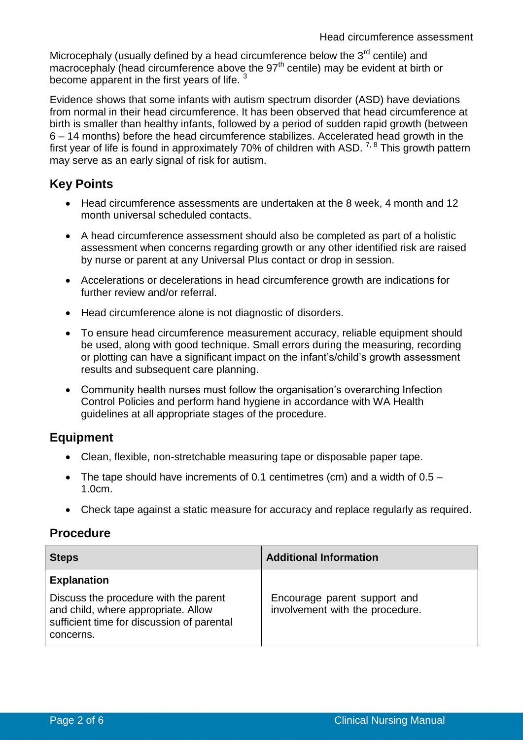Microcephaly (usually defined by a head circumference below the 3rd centile) and macrocephaly (head circumference above the 97th centile) may be evident at birth or become apparent in the first years of life. [3]

Evidence shows that some infants with autism spectrum disorder (ASD) have deviations from normal in their head circumference. It has been observed that head circumference at birth is smaller than healthy infants, followed by a period of sudden rapid growth (between 6 – 14 months) before the head circumference stabilizes. Accelerated head growth in the first year of life is found in approximately 70% of children with ASD. [7, 8] This growth pattern may serve as an early signal of risk for autism.

## Key Points

- Head circumference assessments are undertaken at the 8 week, 4 month and 12 month universal scheduled contacts.
- A head circumference assessment should also be completed as part of a holistic assessment when concerns regarding growth or any other identified risk are raised by nurse or parent at any Universal Plus contact or drop in session.
- Accelerations or decelerations in head circumference growth are indications for further review and/or referral.
- Head circumference alone is not diagnostic of disorders.
- To ensure head circumference measurement accuracy, reliable equipment should be used, along with good technique. Small errors during the measuring, recording or plotting can have a significant impact on the infant's/child's growth assessment results and subsequent care planning.
- Community health nurses must follow the organisation's overarching Infection Control Policies and perform hand hygiene in accordance with WA Health guidelines at all appropriate stages of the procedure.

## Equipment

- Clean, flexible, non-stretchable measuring tape or disposable paper tape.
- The tape should have increments of 0.1 centimetres (cm) and a width of 0.5 – 1.0cm.
- Check tape against a static measure for accuracy and replace regularly as required.

## Procedure

| Steps | Additional Information |
|---|---|
| **Explanation**<br><br>Discuss the procedure with the parent and child, where appropriate. Allow sufficient time for discussion of parental concerns. | Encourage parent support and involvement with the procedure. |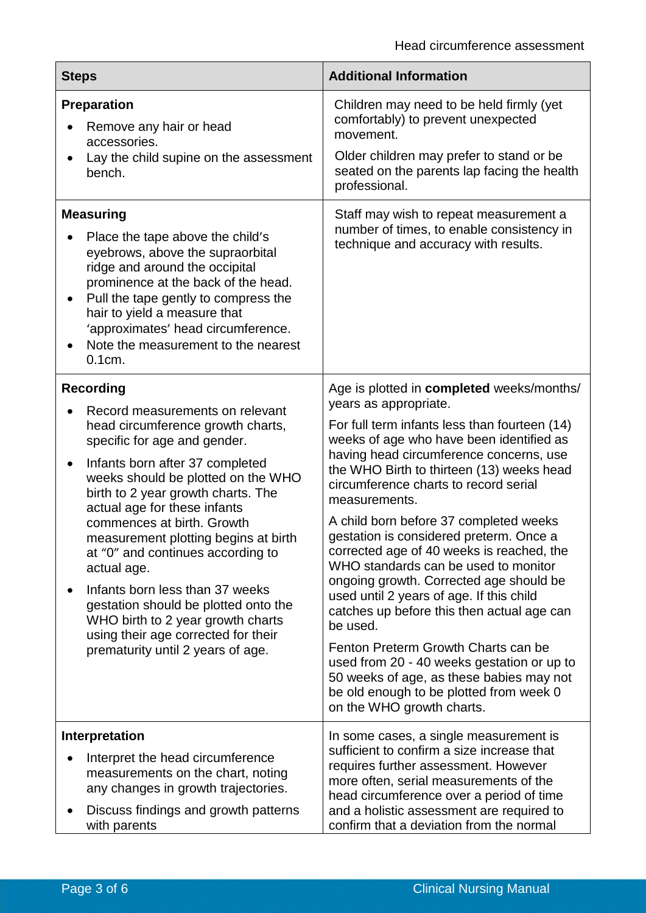| Steps | Additional Information |
|---|---|
| **Preparation**<br>• Remove any hair or head accessories.<br>• Lay the child supine on the assessment bench. | Children may need to be held firmly (yet comfortably) to prevent unexpected movement.<br>Older children may prefer to stand or be seated on the parents lap facing the health professional. |
| **Measuring**<br>• Place the tape above the child's eyebrows, above the supraorbital ridge and around the occipital prominence at the back of the head.<br>• Pull the tape gently to compress the hair to yield a measure that 'approximates' head circumference.<br>• Note the measurement to the nearest 0.1cm. | Staff may wish to repeat measurement a number of times, to enable consistency in technique and accuracy with results. |
| **Recording**<br>• Record measurements on relevant head circumference growth charts, specific for age and gender.<br>• Infants born after 37 completed weeks should be plotted on the WHO birth to 2 year growth charts. The actual age for these infants commences at birth. Growth measurement plotting begins at birth at "0" and continues according to actual age.<br>• Infants born less than 37 weeks gestation should be plotted onto the WHO birth to 2 year growth charts using their age corrected for their prematurity until 2 years of age. | Age is plotted in **completed** weeks/months/ years as appropriate.<br>For full term infants less than fourteen (14) weeks of age who have been identified as having head circumference concerns, use the WHO Birth to thirteen (13) weeks head circumference charts to record serial measurements.<br>A child born before 37 completed weeks gestation is considered preterm. Once a corrected age of 40 weeks is reached, the WHO standards can be used to monitor ongoing growth. Corrected age should be used until 2 years of age. If this child catches up before this then actual age can be used.<br>Fenton Preterm Growth Charts can be used from 20 - 40 weeks gestation or up to 50 weeks of age, as these babies may not be old enough to be plotted from week 0 on the WHO growth charts. |
| **Interpretation**<br>• Interpret the head circumference measurements on the chart, noting any changes in growth trajectories.<br>• Discuss findings and growth patterns with parents | In some cases, a single measurement is sufficient to confirm a size increase that requires further assessment. However more often, serial measurements of the head circumference over a period of time and a holistic assessment are required to confirm that a deviation from the normal |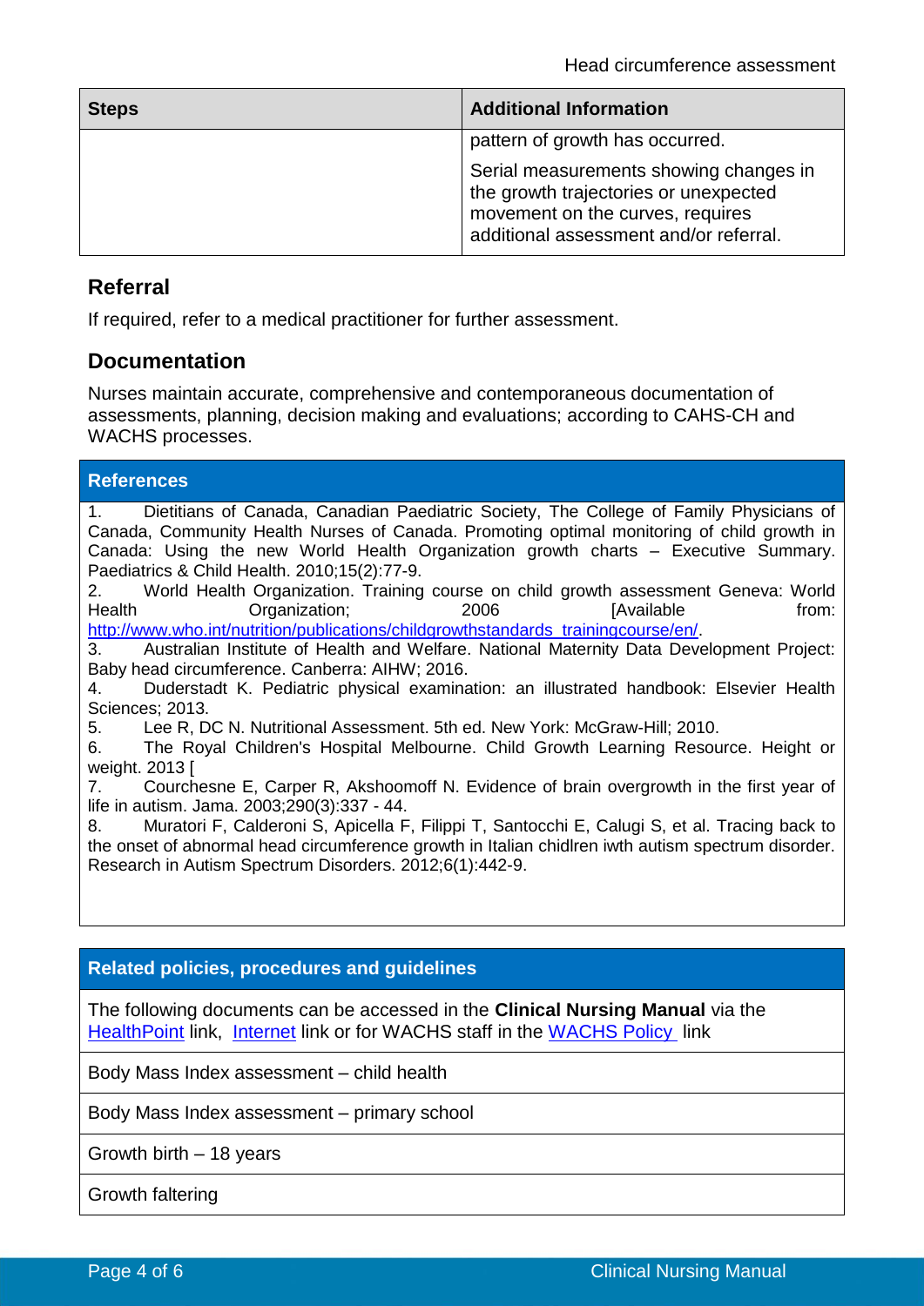| Steps | Additional Information |
|---|---|
| | pattern of growth has occurred.<br><br>Serial measurements showing changes in the growth trajectories or unexpected movement on the curves, requires additional assessment and/or referral. |

## Referral

If required, refer to a medical practitioner for further assessment.

## Documentation

Nurses maintain accurate, comprehensive and contemporaneous documentation of assessments, planning, decision making and evaluations; according to CAHS-CH and WACHS processes.

## References

1. Dietitians of Canada, Canadian Paediatric Society, The College of Family Physicians of Canada, Community Health Nurses of Canada. Promoting optimal monitoring of child growth in Canada: Using the new World Health Organization growth charts – Executive Summary. Paediatrics & Child Health. 2010;15(2):77-9.
2. World Health Organization. Training course on child growth assessment Geneva: World Health Organization; 2006 [Available from: http://www.who.int/nutrition/publications/childgrowthstandards_trainingcourse/en/.
3. Australian Institute of Health and Welfare. National Maternity Data Development Project: Baby head circumference. Canberra: AIHW; 2016.
4. Duderstadt K. Pediatric physical examination: an illustrated handbook: Elsevier Health Sciences; 2013.
5. Lee R, DC N. Nutritional Assessment. 5th ed. New York: McGraw-Hill; 2010.
6. The Royal Children's Hospital Melbourne. Child Growth Learning Resource. Height or weight. 2013 [
7. Courchesne E, Carper R, Akshoomoff N. Evidence of brain overgrowth in the first year of life in autism. Jama. 2003;290(3):337 - 44.
8. Muratori F, Calderoni S, Apicella F, Filippi T, Santocchi E, Calugi S, et al. Tracing back to the onset of abnormal head circumference growth in Italian chidlren iwth autism spectrum disorder. Research in Autism Spectrum Disorders. 2012;6(1):442-9.

## Related policies, procedures and guidelines

The following documents can be accessed in the **Clinical Nursing Manual** via the HealthPoint link, Internet link or for WACHS staff in the WACHS Policy link

- Body Mass Index assessment – child health
- Body Mass Index assessment – primary school
- Growth birth – 18 years
- Growth faltering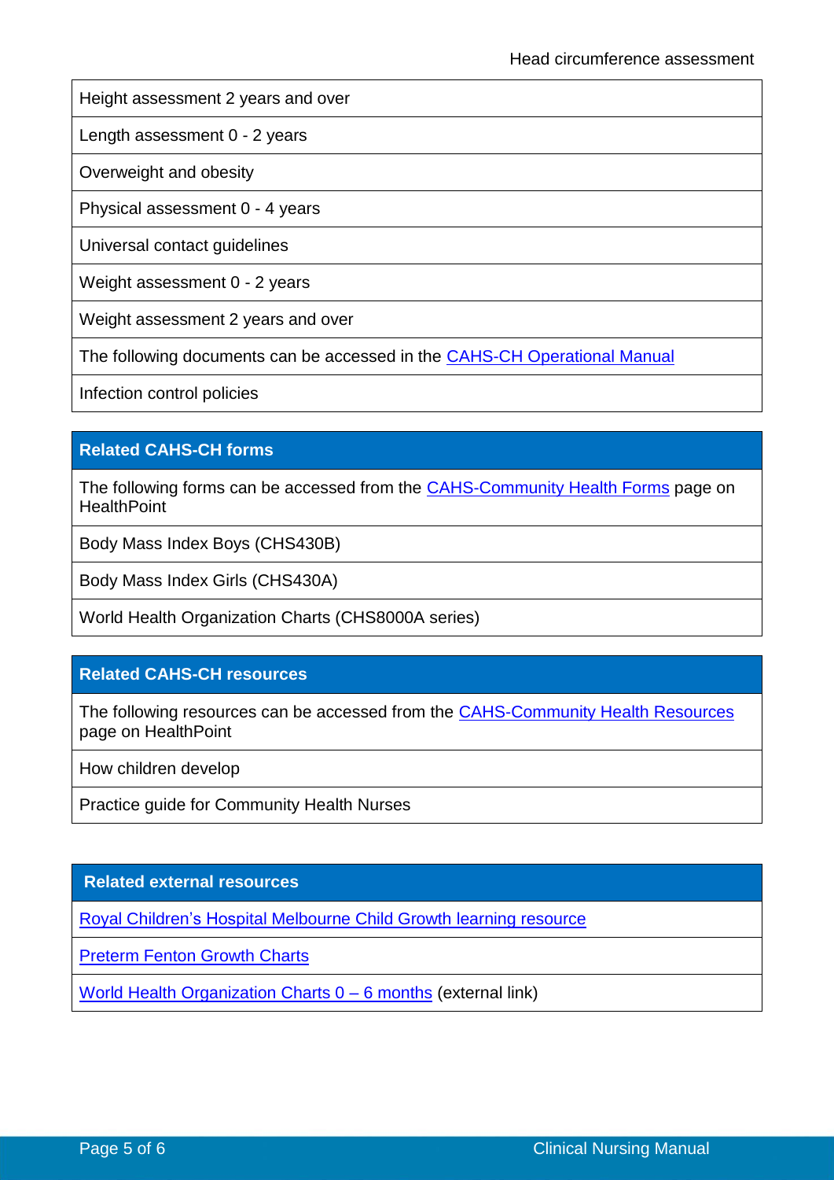| Head circumference assessment |
|---|
| Height assessment 2 years and over |
| Length assessment 0 - 2 years |
| Overweight and obesity |
| Physical assessment 0 - 4 years |
| Universal contact guidelines |
| Weight assessment 0 - 2 years |
| Weight assessment 2 years and over |
| The following documents can be accessed in the CAHS-CH Operational Manual |
| Infection control policies |

| **Related CAHS-CH forms** |
|---|
| The following forms can be accessed from the CAHS-Community Health Forms page on HealthPoint |
| Body Mass Index Boys (CHS430B) |
| Body Mass Index Girls (CHS430A) |
| World Health Organization Charts (CHS8000A series) |

| **Related CAHS-CH resources** |
|---|
| The following resources can be accessed from the CAHS-Community Health Resources page on HealthPoint |
| How children develop |
| Practice guide for Community Health Nurses |

| **Related external resources** |
|---|
| Royal Children's Hospital Melbourne Child Growth learning resource |
| Preterm Fenton Growth Charts |
| World Health Organization Charts 0 – 6 months (external link) |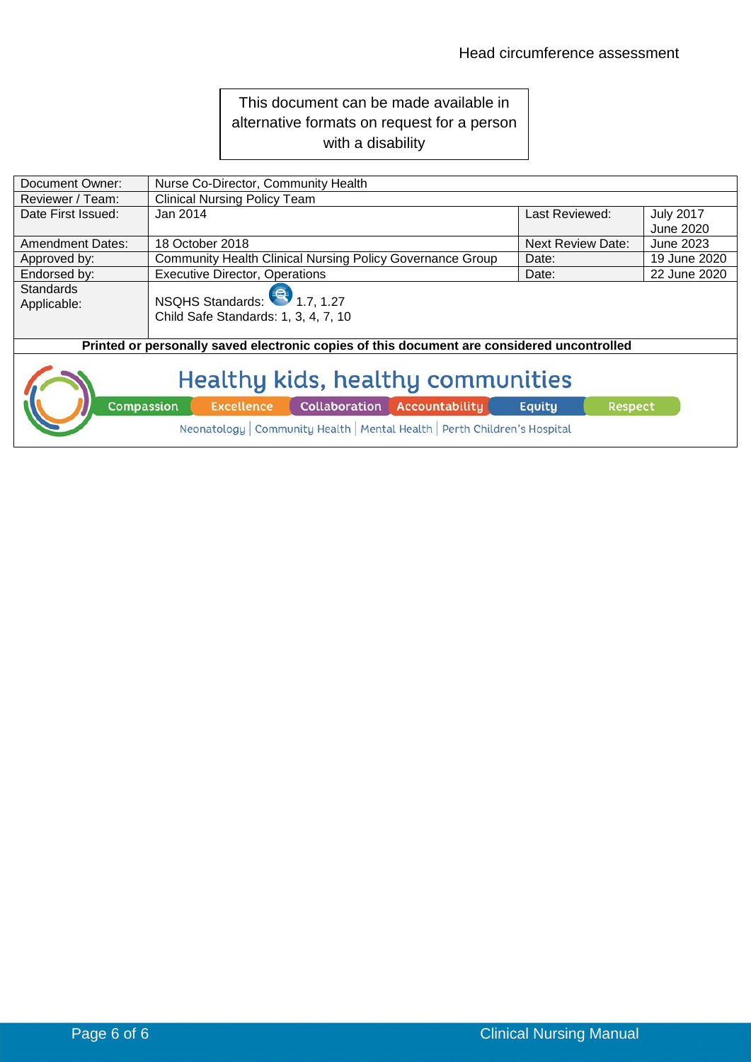This document can be made available in alternative formats on request for a person with a disability

| | | | |
|---|---|---|---|
| Document Owner: | Nurse Co-Director, Community Health | | |
| Reviewer / Team: | Clinical Nursing Policy Team | | |
| Date First Issued: | Jan 2014 | Last Reviewed: | July 2017<br>June 2020 |
| Amendment Dates: | 18 October 2018 | Next Review Date: | June 2023 |
| Approved by: | Community Health Clinical Nursing Policy Governance Group | Date: | 19 June 2020 |
| Endorsed by: | Executive Director, Operations | Date: | 22 June 2020 |
| Standards Applicable: | NSQHS Standards: 1.7, 1.27<br>Child Safe Standards: 1, 3, 4, 7, 10 | | |

**Printed or personally saved electronic copies of this document are considered uncontrolled**

Healthy kids, healthy communities

Compassion | Excellence | Collaboration | Accountability | Equity | Respect

Neonatology | Community Health | Mental Health | Perth Children's Hospital